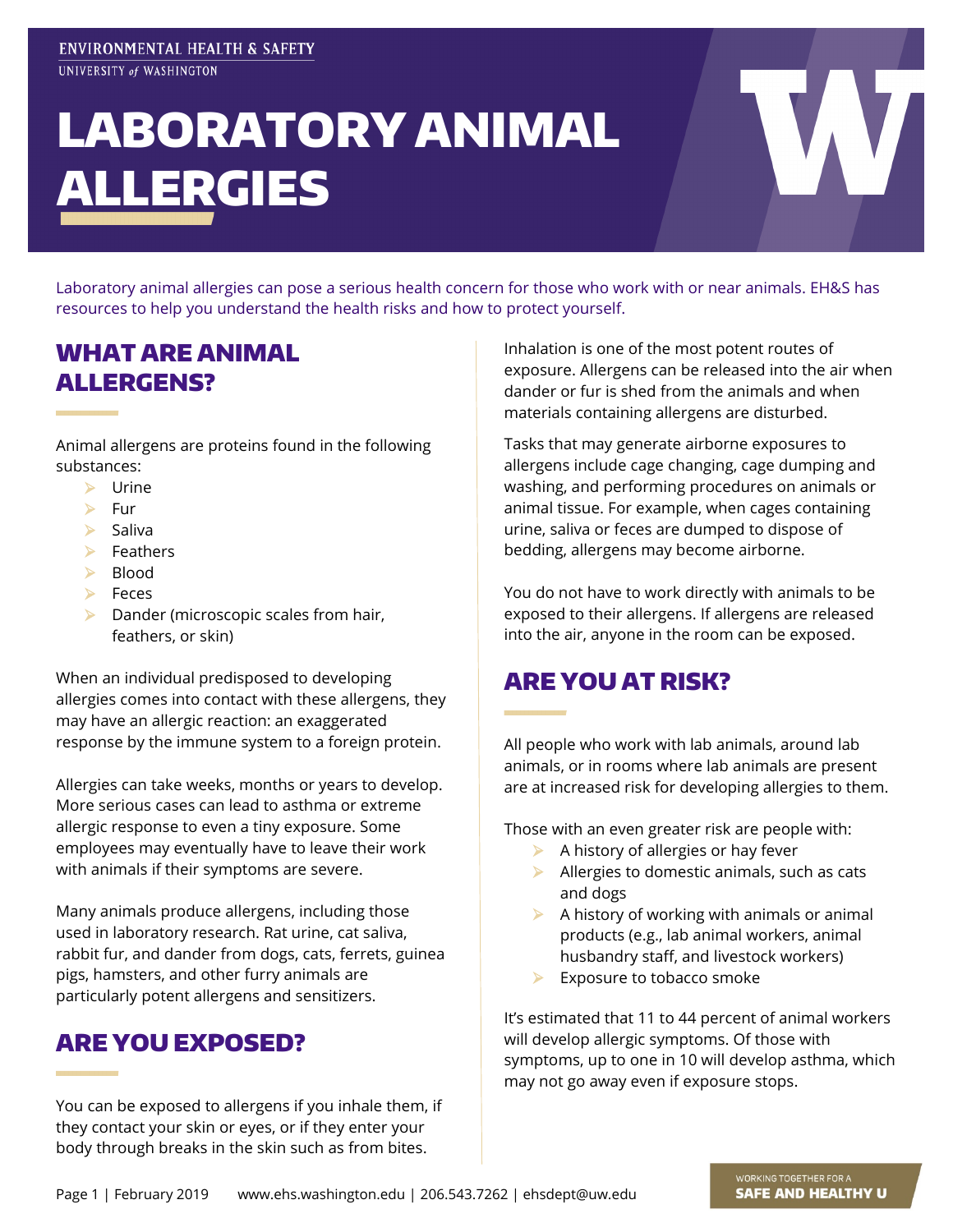ENVIRONMENTAL HEALTH & SAFETY
UNIVERSITY of WASHINGTON

# LABORATORY ANIMAL ALLERGIES

Laboratory animal allergies can pose a serious health concern for those who work with or near animals. EH&S has resources to help you understand the health risks and how to protect yourself.

## WHAT ARE ANIMAL ALLERGENS?

Animal allergens are proteins found in the following substances:

- Urine
- Fur
- Saliva
- Feathers
- Blood
- Feces
- Dander (microscopic scales from hair, feathers, or skin)

When an individual predisposed to developing allergies comes into contact with these allergens, they may have an allergic reaction: an exaggerated response by the immune system to a foreign protein.

Allergies can take weeks, months or years to develop. More serious cases can lead to asthma or extreme allergic response to even a tiny exposure. Some employees may eventually have to leave their work with animals if their symptoms are severe.

Many animals produce allergens, including those used in laboratory research. Rat urine, cat saliva, rabbit fur, and dander from dogs, cats, ferrets, guinea pigs, hamsters, and other furry animals are particularly potent allergens and sensitizers.

## ARE YOU EXPOSED?

You can be exposed to allergens if you inhale them, if they contact your skin or eyes, or if they enter your body through breaks in the skin such as from bites.

Inhalation is one of the most potent routes of exposure. Allergens can be released into the air when dander or fur is shed from the animals and when materials containing allergens are disturbed.

Tasks that may generate airborne exposures to allergens include cage changing, cage dumping and washing, and performing procedures on animals or animal tissue. For example, when cages containing urine, saliva or feces are dumped to dispose of bedding, allergens may become airborne.

You do not have to work directly with animals to be exposed to their allergens. If allergens are released into the air, anyone in the room can be exposed.

## ARE YOU AT RISK?

All people who work with lab animals, around lab animals, or in rooms where lab animals are present are at increased risk for developing allergies to them.

Those with an even greater risk are people with:

- A history of allergies or hay fever
- Allergies to domestic animals, such as cats and dogs
- A history of working with animals or animal products (e.g., lab animal workers, animal husbandry staff, and livestock workers)
- Exposure to tobacco smoke

It's estimated that 11 to 44 percent of animal workers will develop allergic symptoms. Of those with symptoms, up to one in 10 will develop asthma, which may not go away even if exposure stops.

www.ehs.washington.edu | 206.543.7262 | ehsdept@uw.edu

WORKING TOGETHER FOR A SAFE AND HEALTHY U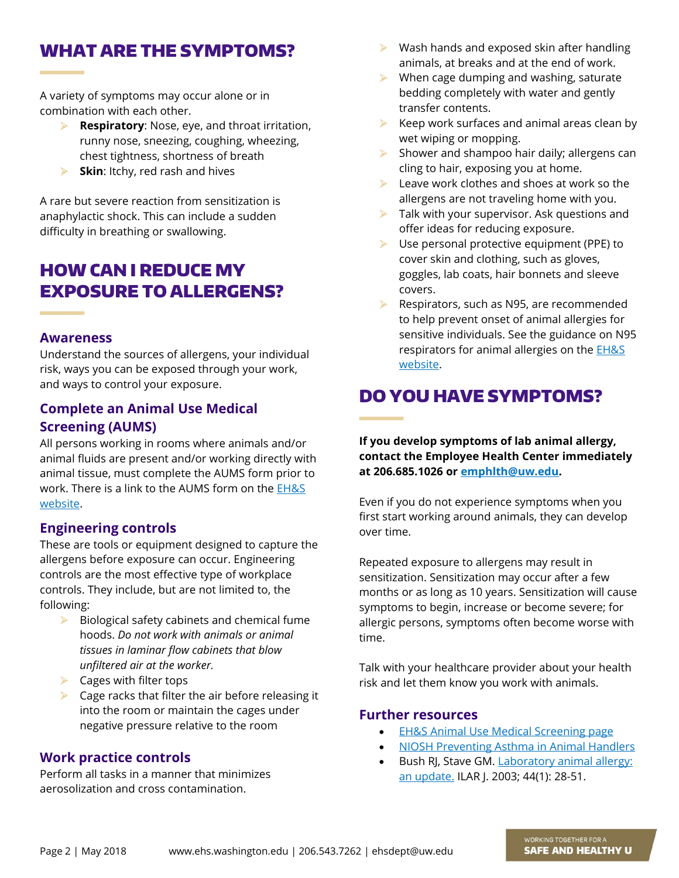## WHAT ARE THE SYMPTOMS?

A variety of symptoms may occur alone or in combination with each other.

- **Respiratory**: Nose, eye, and throat irritation, runny nose, sneezing, coughing, wheezing, chest tightness, shortness of breath
- **Skin**: Itchy, red rash and hives

A rare but severe reaction from sensitization is anaphylactic shock. This can include a sudden difficulty in breathing or swallowing.

## HOW CAN I REDUCE MY EXPOSURE TO ALLERGENS?

### Awareness

Understand the sources of allergens, your individual risk, ways you can be exposed through your work, and ways to control your exposure.

### Complete an Animal Use Medical Screening (AUMS)

All persons working in rooms where animals and/or animal fluids are present and/or working directly with animal tissue, must complete the AUMS form prior to work. There is a link to the AUMS form on the EH&S website.

### Engineering controls

These are tools or equipment designed to capture the allergens before exposure can occur. Engineering controls are the most effective type of workplace controls. They include, but are not limited to, the following:

- Biological safety cabinets and chemical fume hoods. *Do not work with animals or animal tissues in laminar flow cabinets that blow unfiltered air at the worker.*
- Cages with filter tops
- Cage racks that filter the air before releasing it into the room or maintain the cages under negative pressure relative to the room

### Work practice controls

Perform all tasks in a manner that minimizes aerosolization and cross contamination.

- Wash hands and exposed skin after handling animals, at breaks and at the end of work.
- When cage dumping and washing, saturate bedding completely with water and gently transfer contents.
- Keep work surfaces and animal areas clean by wet wiping or mopping.
- Shower and shampoo hair daily; allergens can cling to hair, exposing you at home.
- Leave work clothes and shoes at work so the allergens are not traveling home with you.
- Talk with your supervisor. Ask questions and offer ideas for reducing exposure.
- Use personal protective equipment (PPE) to cover skin and clothing, such as gloves, goggles, lab coats, hair bonnets and sleeve covers.
- Respirators, such as N95, are recommended to help prevent onset of animal allergies for sensitive individuals. See the guidance on N95 respirators for animal allergies on the EH&S website.

## DO YOU HAVE SYMPTOMS?

**If you develop symptoms of lab animal allergy, contact the Employee Health Center immediately at 206.685.1026 or emphlth@uw.edu.**

Even if you do not experience symptoms when you first start working around animals, they can develop over time.

Repeated exposure to allergens may result in sensitization. Sensitization may occur after a few months or as long as 10 years. Sensitization will cause symptoms to begin, increase or become severe; for allergic persons, symptoms often become worse with time.

Talk with your healthcare provider about your health risk and let them know you work with animals.

### Further resources

- EH&S Animal Use Medical Screening page
- NIOSH Preventing Asthma in Animal Handlers
- Bush RJ, Stave GM. Laboratory animal allergy: an update. ILAR J. 2003; 44(1): 28-51.